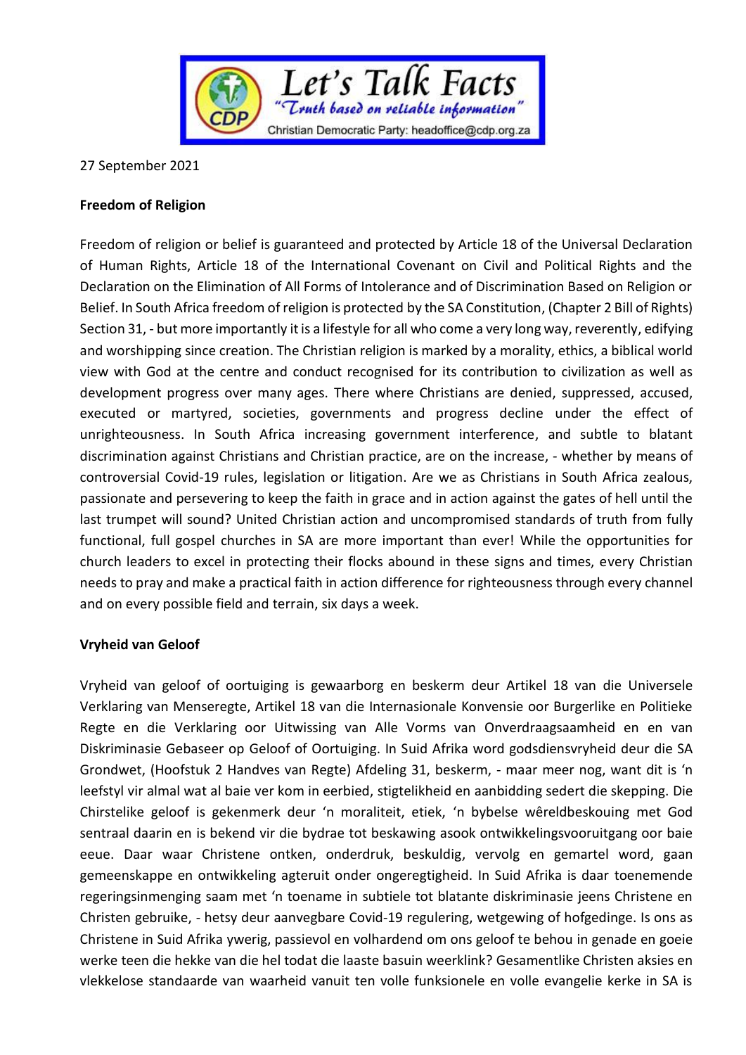Let's Talk Facts
"Truth based on reliable information"
Christian Democratic Party: headoffice@cdp.org.za

27 September 2021

**Freedom of Religion**

Freedom of religion or belief is guaranteed and protected by Article 18 of the Universal Declaration of Human Rights, Article 18 of the International Covenant on Civil and Political Rights and the Declaration on the Elimination of All Forms of Intolerance and of Discrimination Based on Religion or Belief. In South Africa freedom of religion is protected by the SA Constitution, (Chapter 2 Bill of Rights) Section 31, - but more importantly it is a lifestyle for all who come a very long way, reverently, edifying and worshipping since creation. The Christian religion is marked by a morality, ethics, a biblical world view with God at the centre and conduct recognised for its contribution to civilization as well as development progress over many ages. There where Christians are denied, suppressed, accused, executed or martyred, societies, governments and progress decline under the effect of unrighteousness. In South Africa increasing government interference, and subtle to blatant discrimination against Christians and Christian practice, are on the increase, - whether by means of controversial Covid-19 rules, legislation or litigation. Are we as Christians in South Africa zealous, passionate and persevering to keep the faith in grace and in action against the gates of hell until the last trumpet will sound? United Christian action and uncompromised standards of truth from fully functional, full gospel churches in SA are more important than ever! While the opportunities for church leaders to excel in protecting their flocks abound in these signs and times, every Christian needs to pray and make a practical faith in action difference for righteousness through every channel and on every possible field and terrain, six days a week.

**Vryheid van Geloof**

Vryheid van geloof of oortuiging is gewaarborg en beskerm deur Artikel 18 van die Universele Verklaring van Menseregte, Artikel 18 van die Internasionale Konvensie oor Burgerlike en Politieke Regte en die Verklaring oor Uitwissing van Alle Vorms van Onverdraagsaamheid en en van Diskriminasie Gebaseer op Geloof of Oortuiging. In Suid Afrika word godsdiensvryheid deur die SA Grondwet, (Hoofstuk 2 Handves van Regte) Afdeling 31, beskerm, - maar meer nog, want dit is 'n leefstyl vir almal wat al baie ver kom in eerbied, stigtelikheid en aanbidding sedert die skepping. Die Chirstelike geloof is gekenmerk deur 'n moraliteit, etiek, 'n bybelse wêreldbeskouing met God sentraal daarin en is bekend vir die bydrae tot beskawing asook ontwikkelingsvooruitgang oor baie eeue. Daar waar Christene ontken, onderdruk, beskuldig, vervolg en gemartel word, gaan gemeenskappe en ontwikkeling agteruit onder ongeregtigheid. In Suid Afrika is daar toenemende regeringsinmenging saam met 'n toename in subtiele tot blatante diskriminasie jeens Christene en Christen gebruike, - hetsy deur aanvegbare Covid-19 regulering, wetgewing of hofgedinge. Is ons as Christene in Suid Afrika ywerig, passievol en volhardend om ons geloof te behou in genade en goeie werke teen die hekke van die hel todat die laaste basuin weerklink? Gesamentlike Christen aksies en vlekkelose standaarde van waarheid vanuit ten volle funksionele en volle evangelie kerke in SA is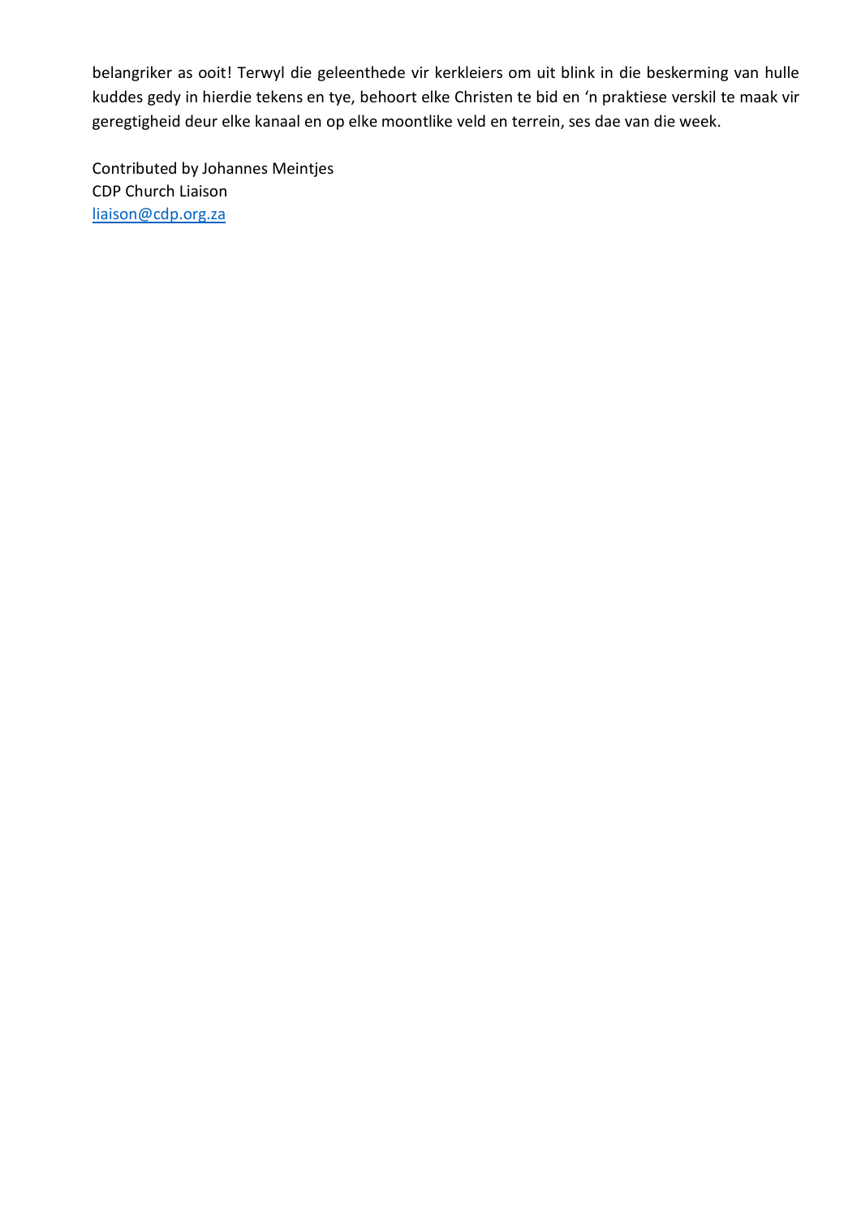belangriker as ooit! Terwyl die geleenthede vir kerkleiers om uit blink in die beskerming van hulle kuddes gedy in hierdie tekens en tye, behoort elke Christen te bid en 'n praktiese verskil te maak vir geregtigheid deur elke kanaal en op elke moontlike veld en terrein, ses dae van die week.

Contributed by Johannes Meintjes
CDP Church Liaison
liaison@cdp.org.za